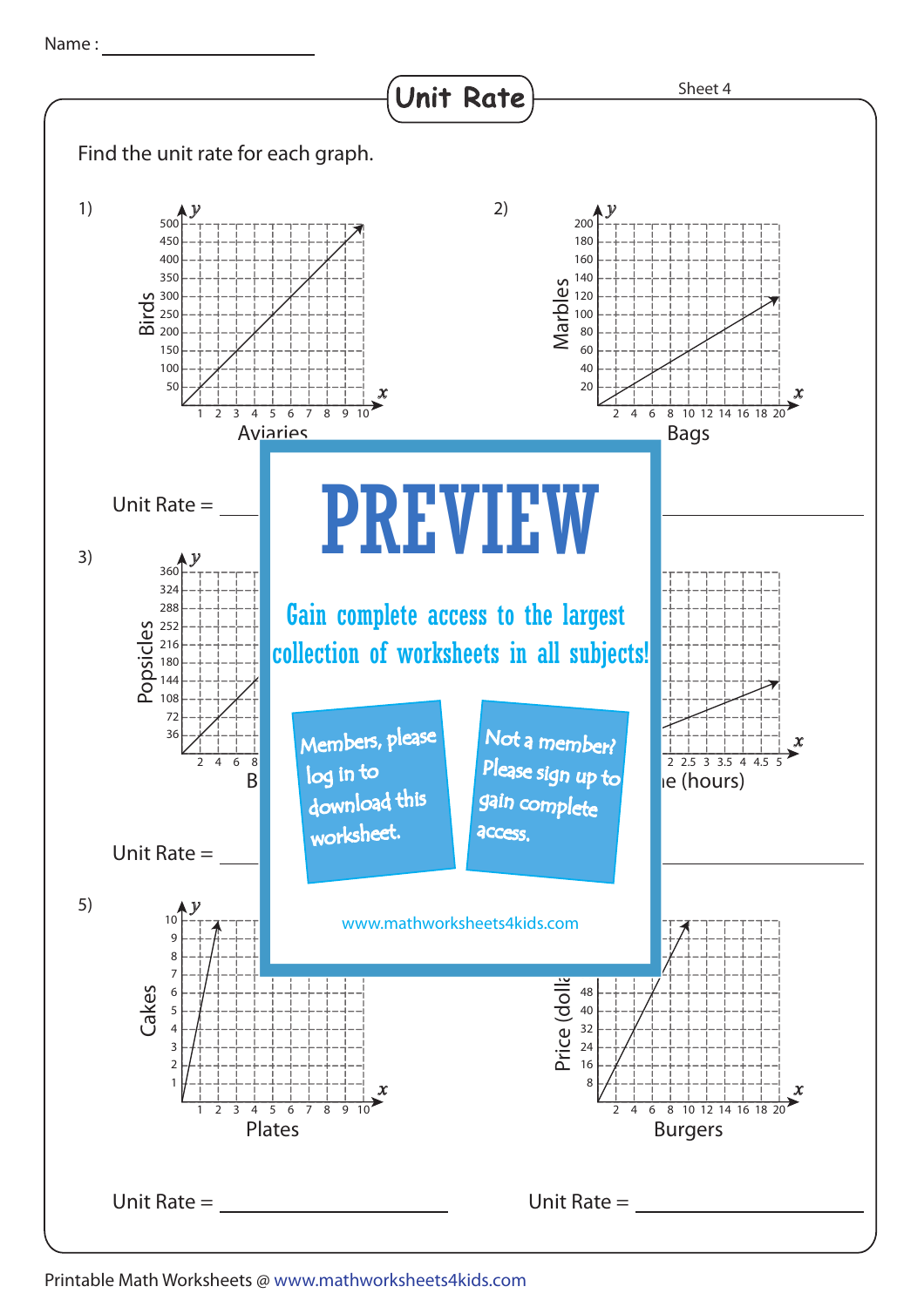Name : ____________________

# Unit Rate

Sheet 4

Find the unit rate for each graph.

1)

Birds (y-axis: 50, 100, 150, 200, 250, 300, 350, 400, 450, 500)

Aviaries (x-axis: 1, 2, 3, 4, 5, 6, 7, 8, 9, 10)

Unit Rate = ____________________

2)

Marbles (y-axis: 20, 40, 60, 80, 100, 120, 140, 160, 180, 200)

Bags (x-axis: 2, 4, 6, 8, 10, 12, 14, 16, 18, 20)

Unit Rate = ____________________

3)

Popsicles (y-axis: 36, 72, 108, 144, 180, 216, 252, 288, 324, 360)

B (x-axis: 2, 4, 6, 8)

Unit Rate = ____________________

4)

(x-axis: 2, 2.5, 3, 3.5, 4, 4.5, 5) ...e (hours)

Unit Rate = ____________________

# PREVIEW

Gain complete access to the largest collection of worksheets in all subjects!

Members, please log in to download this worksheet.

Not a member? Please sign up to gain complete access.

www.mathworksheets4kids.com

5)

Cakes (y-axis: 1, 2, 3, 4, 5, 6, 7, 8, 9, 10)

Plates (x-axis: 1, 2, 3, 4, 5, 6, 7, 8, 9, 10)

Unit Rate = ____________________

6)

Price (doll... (y-axis: 8, 16, 24, 32, 40, 48)

Burgers (x-axis: 2, 4, 6, 8, 10, 12, 14, 16, 18, 20)

Unit Rate = ____________________

Printable Math Worksheets @ www.mathworksheets4kids.com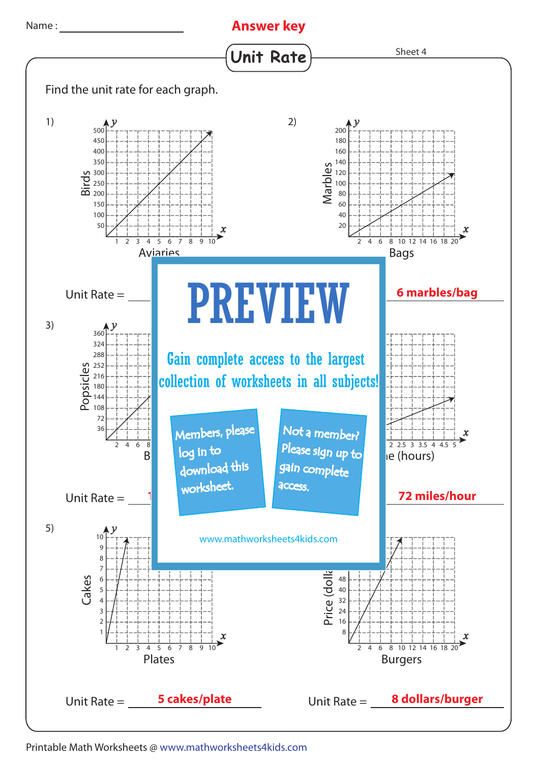Name : ____________________

**Answer key**

# Unit Rate

Sheet 4

Find the unit rate for each graph.

1)

y
500
450
400
350
300
250
200
150
100
50
Birds
x
1 2 3 4 5 6 7 8 9 10
Aviaries

Unit Rate = ____________

2)

y
200
180
160
140
120
100
80
60
40
20
Marbles
x
2 4 6 8 10 12 14 16 18 20
Bags

Unit Rate = **6 marbles/bag**

3)

y
360
324
288
252
216
180
144
108
72
36
Popsicles
x
2 4 6 8
B

Unit Rate = 1

4)

x
2 2.5 3 3.5 4 4.5 5
e (hours)

Unit Rate = **72 miles/hour**

**PREVIEW**

Gain complete access to the largest collection of worksheets in all subjects!

Members, please log in to download this worksheet.

Not a member? Please sign up to gain complete access.

www.mathworksheets4kids.com

5)

y
10
9
8
7
6
5
4
3
2
1
Cakes
x
1 2 3 4 5 6 7 8 9 10
Plates

Unit Rate = **5 cakes/plate**

6)

48
40
32
24
16
8
Price (dolla
x
2 4 6 8 10 12 14 16 18 20
Burgers

Unit Rate = **8 dollars/burger**

Printable Math Worksheets @ www.mathworksheets4kids.com